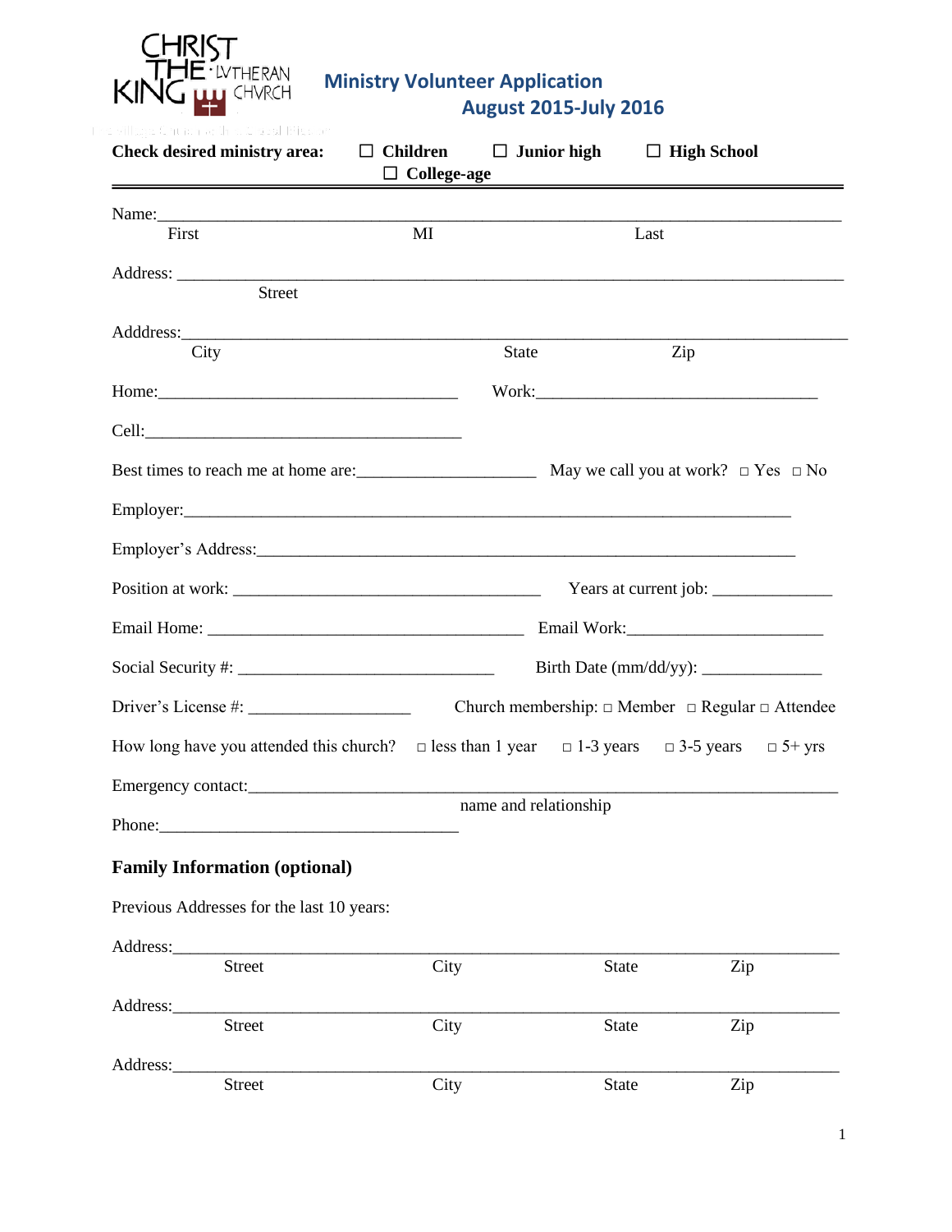CHRIST THE KING LUTHERAN CHURCH

# Ministry Volunteer Application
## August 2015-July 2016

**Check desired ministry area:** ☐ **Children** ☐ **Junior high** ☐ **High School** ☐ **College-age**

---

Name:___________________________________________________________________________
First MI Last

Address: _________________________________________________________________________
Street

Adddress:_________________________________________________________________________
City State Zip

Home:___________________________________ Work:_________________________________

Cell:_____________________________________

Best times to reach me at home are:_____________________ May we call you at work? □ Yes □ No

Employer:_________________________________________________________________________

Employer's Address:_________________________________________________________________

Position at work: _____________________________________ Years at current job: ______________

Email Home: _______________________________________ Email Work:_______________________

Social Security #: ______________________________ Birth Date (mm/dd/yy): ______________

Driver's License #: ___________________ Church membership: □ Member □ Regular □ Attendee

How long have you attended this church? □ less than 1 year □ 1-3 years □ 3-5 years □ 5+ yrs

Emergency contact:_______________________________________________________________
name and relationship

Phone:___________________________________

### Family Information (optional)

Previous Addresses for the last 10 years:

Address:__________________________________________________________________________
Street City State Zip

Address:__________________________________________________________________________
Street City State Zip

Address:__________________________________________________________________________
Street City State Zip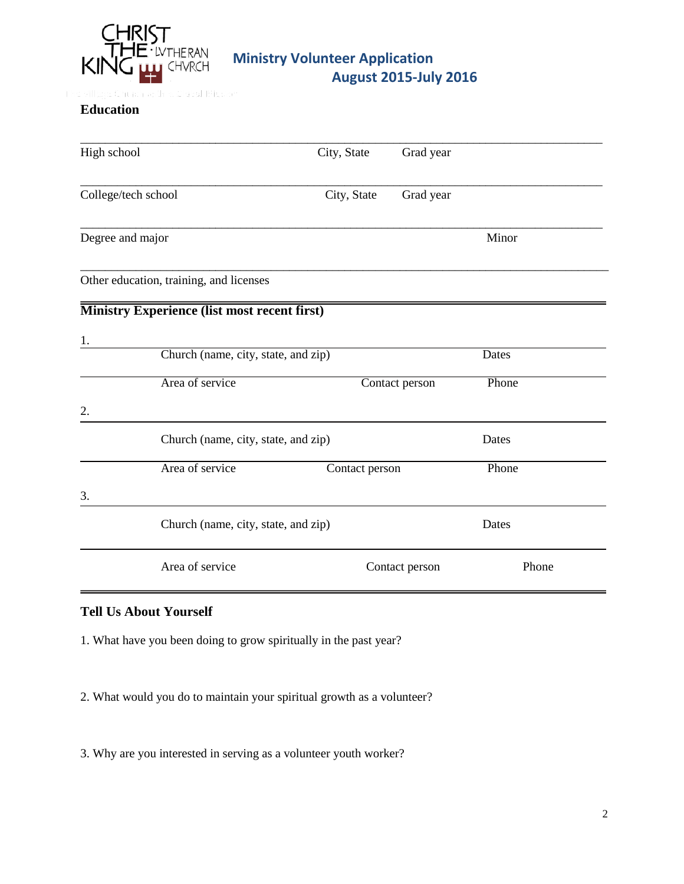# Ministry Volunteer Application
## August 2015-July 2016

### Education

High school    City, State    Grad year

College/tech school    City, State    Grad year

Degree and major    Minor

Other education, training, and licenses

### Ministry Experience (list most recent first)

1.

Church (name, city, state, and zip)    Dates

Area of service    Contact person    Phone

2.

Church (name, city, state, and zip)    Dates

Area of service    Contact person    Phone

3.

Church (name, city, state, and zip)    Dates

Area of service    Contact person    Phone

### Tell Us About Yourself

1. What have you been doing to grow spiritually in the past year?

2. What would you do to maintain your spiritual growth as a volunteer?

3. Why are you interested in serving as a volunteer youth worker?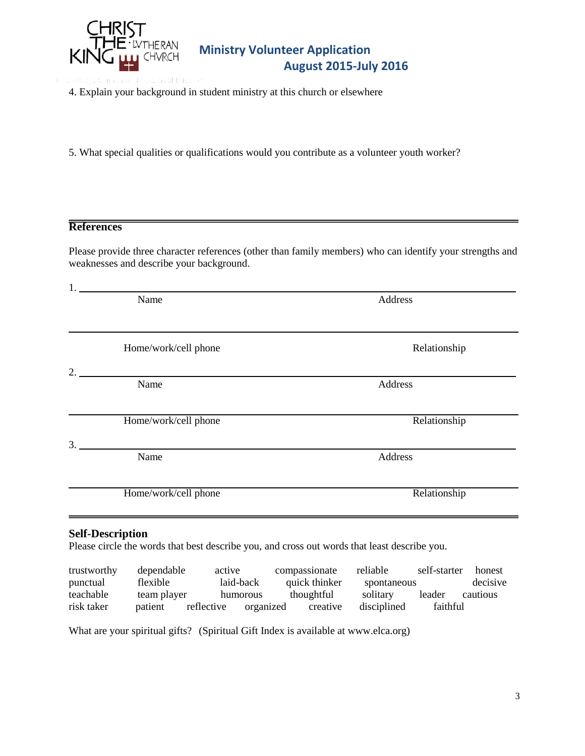Ministry Volunteer Application
August 2015-July 2016

4. Explain your background in student ministry at this church or elsewhere

5. What special qualities or qualifications would you contribute as a volunteer youth worker?

---

**References**

Please provide three character references (other than family members) who can identify your strengths and weaknesses and describe your background.

1. ______________________________________________________________________

Name                                                                                    Address

______________________________________________________________________

Home/work/cell phone                                                                Relationship

2. ______________________________________________________________________

Name                                                                                    Address

______________________________________________________________________

Home/work/cell phone                                                                Relationship

3. ______________________________________________________________________

Name                                                                                    Address

______________________________________________________________________

Home/work/cell phone                                                                Relationship

---

**Self-Description**

Please circle the words that best describe you, and cross out words that least describe you.

| | | | | | | |
|---|---|---|---|---|---|---|
| trustworthy | dependable | active | compassionate | reliable | self-starter | honest |
| punctual | flexible | laid-back | quick thinker | spontaneous | decisive | |
| teachable | team player | humorous | thoughtful | solitary | leader | cautious |
| risk taker | patient | reflective | organized | creative | disciplined | faithful |

What are your spiritual gifts? (Spiritual Gift Index is available at www.elca.org)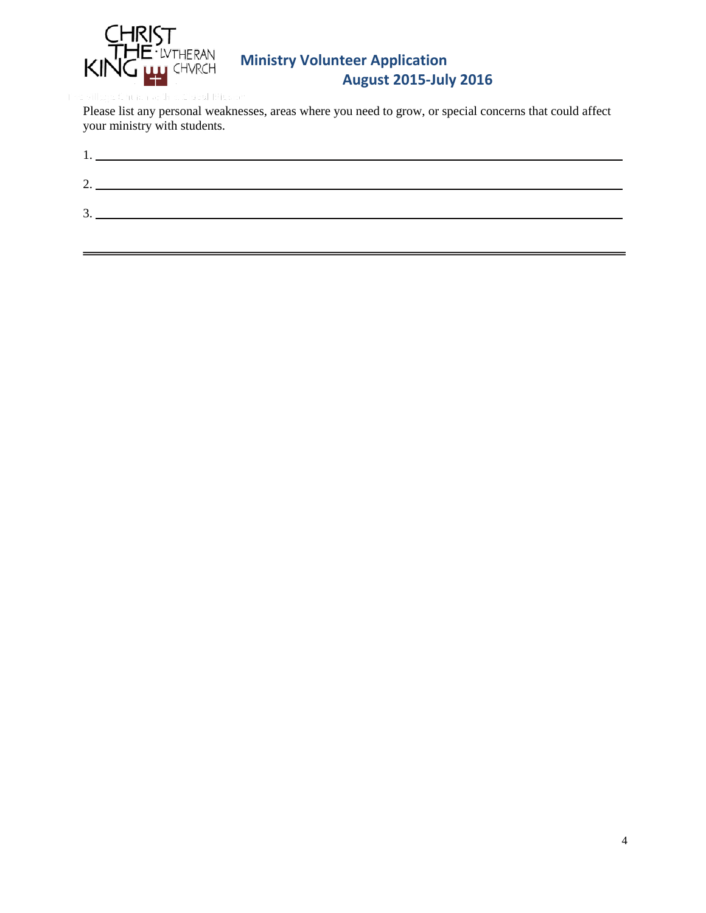Please list any personal weaknesses, areas where you need to grow, or special concerns that could affect your ministry with students.

1. ______________________________________________________________________________

2. ______________________________________________________________________________

3. ______________________________________________________________________________

---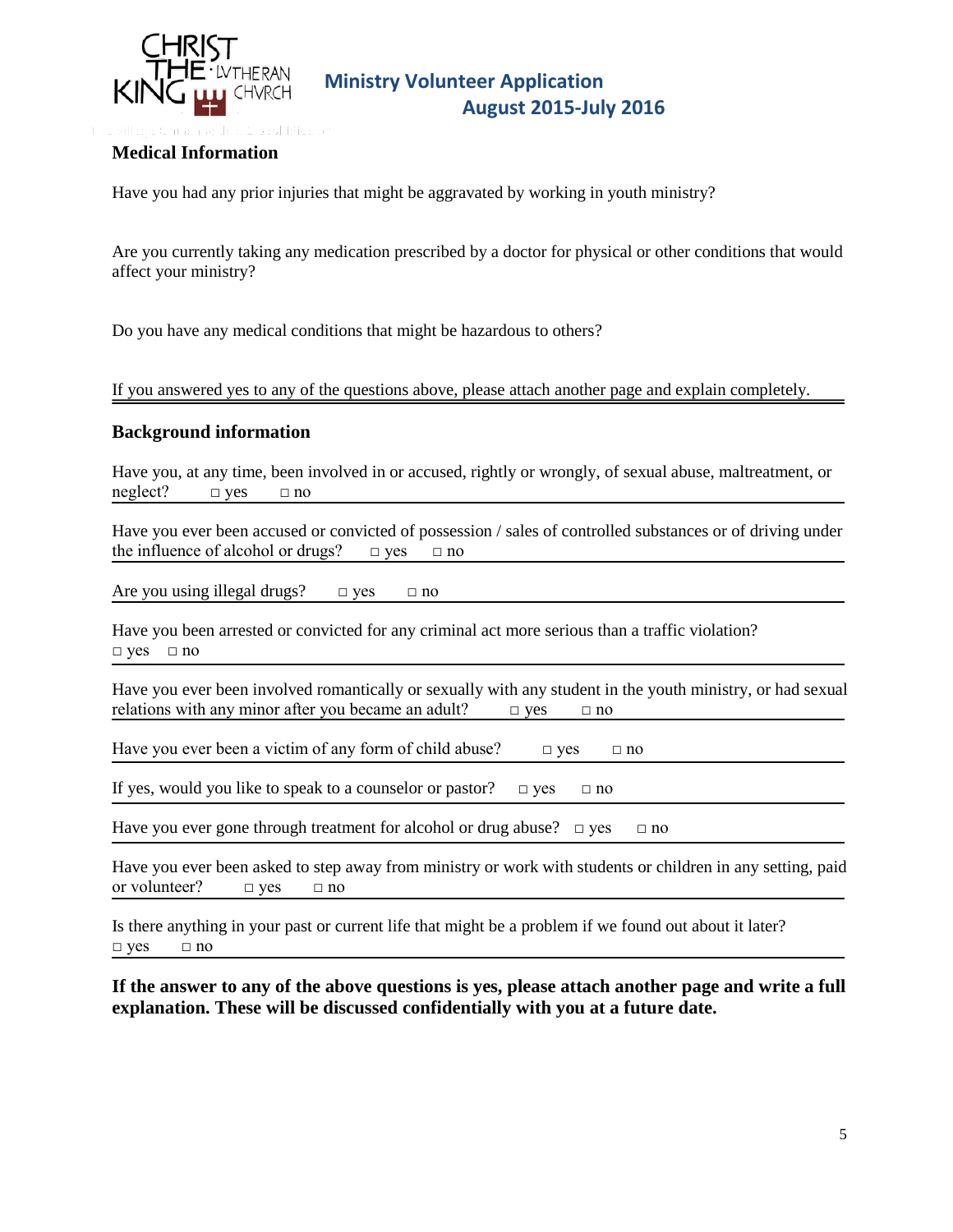**Ministry Volunteer Application**
**August 2015-July 2016**

### Medical Information

Have you had any prior injuries that might be aggravated by working in youth ministry?

Are you currently taking any medication prescribed by a doctor for physical or other conditions that would affect your ministry?

Do you have any medical conditions that might be hazardous to others?

If you answered yes to any of the questions above, please attach another page and explain completely.

### Background information

Have you, at any time, been involved in or accused, rightly or wrongly, of sexual abuse, maltreatment, or neglect? □ yes □ no

Have you ever been accused or convicted of possession / sales of controlled substances or of driving under the influence of alcohol or drugs? □ yes □ no

Are you using illegal drugs? □ yes □ no

Have you been arrested or convicted for any criminal act more serious than a traffic violation? □ yes □ no

Have you ever been involved romantically or sexually with any student in the youth ministry, or had sexual relations with any minor after you became an adult? □ yes □ no

Have you ever been a victim of any form of child abuse? □ yes □ no

If yes, would you like to speak to a counselor or pastor? □ yes □ no

Have you ever gone through treatment for alcohol or drug abuse? □ yes □ no

Have you ever been asked to step away from ministry or work with students or children in any setting, paid or volunteer? □ yes □ no

Is there anything in your past or current life that might be a problem if we found out about it later? □ yes □ no

**If the answer to any of the above questions is yes, please attach another page and write a full explanation. These will be discussed confidentially with you at a future date.**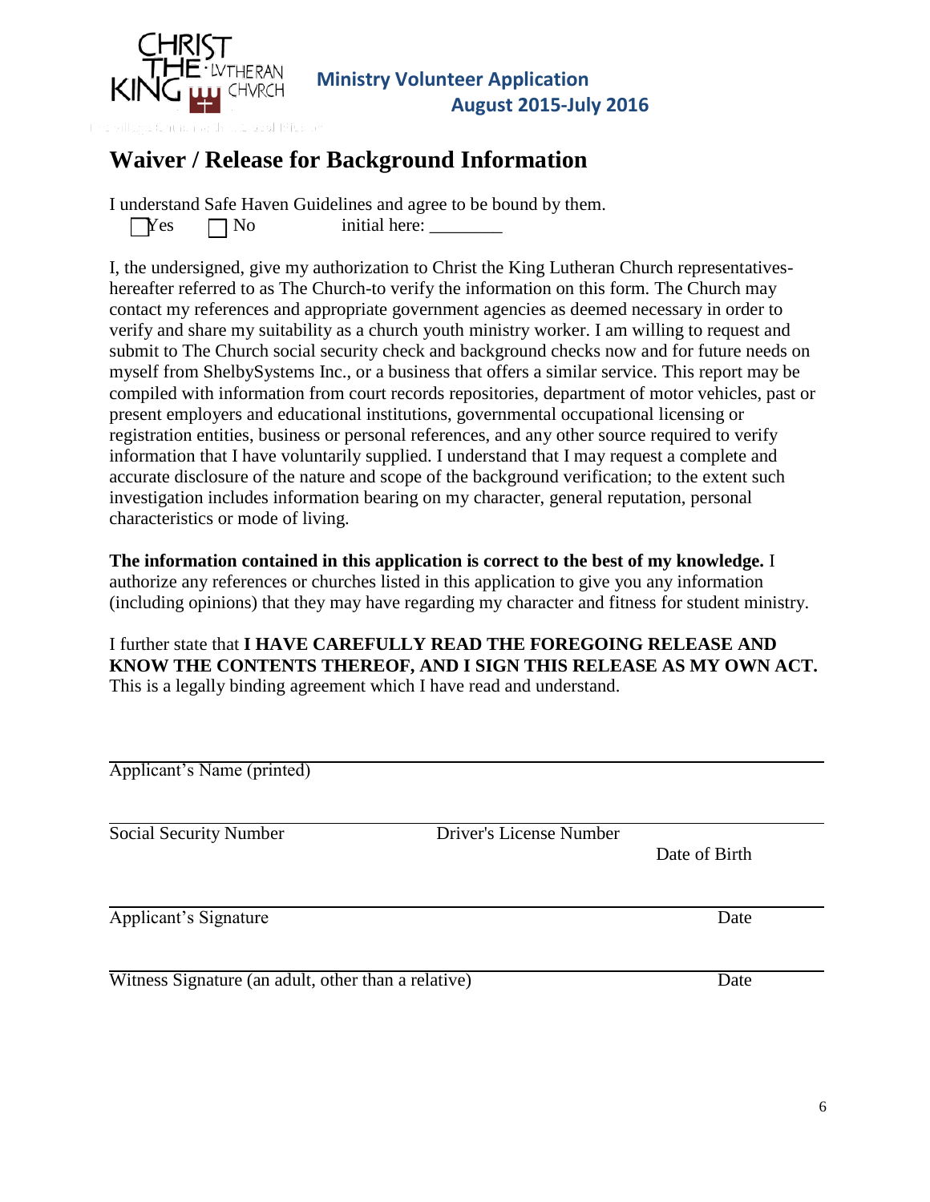**Ministry Volunteer Application**
**August 2015-July 2016**

# Waiver / Release for Background Information

I understand Safe Haven Guidelines and agree to be bound by them.
☐ Yes ☐ No initial here: ________

I, the undersigned, give my authorization to Christ the King Lutheran Church representatives-hereafter referred to as The Church-to verify the information on this form. The Church may contact my references and appropriate government agencies as deemed necessary in order to verify and share my suitability as a church youth ministry worker. I am willing to request and submit to The Church social security check and background checks now and for future needs on myself from ShelbySystems Inc., or a business that offers a similar service. This report may be compiled with information from court records repositories, department of motor vehicles, past or present employers and educational institutions, governmental occupational licensing or registration entities, business or personal references, and any other source required to verify information that I have voluntarily supplied. I understand that I may request a complete and accurate disclosure of the nature and scope of the background verification; to the extent such investigation includes information bearing on my character, general reputation, personal characteristics or mode of living.

**The information contained in this application is correct to the best of my knowledge.** I authorize any references or churches listed in this application to give you any information (including opinions) that they may have regarding my character and fitness for student ministry.

I further state that **I HAVE CAREFULLY READ THE FOREGOING RELEASE AND KNOW THE CONTENTS THEREOF, AND I SIGN THIS RELEASE AS MY OWN ACT.** This is a legally binding agreement which I have read and understand.

______________________________________________
Applicant's Name (printed)

______________________________________________
Social Security Number Driver's License Number Date of Birth

______________________________________________
Applicant's Signature Date

______________________________________________
Witness Signature (an adult, other than a relative) Date